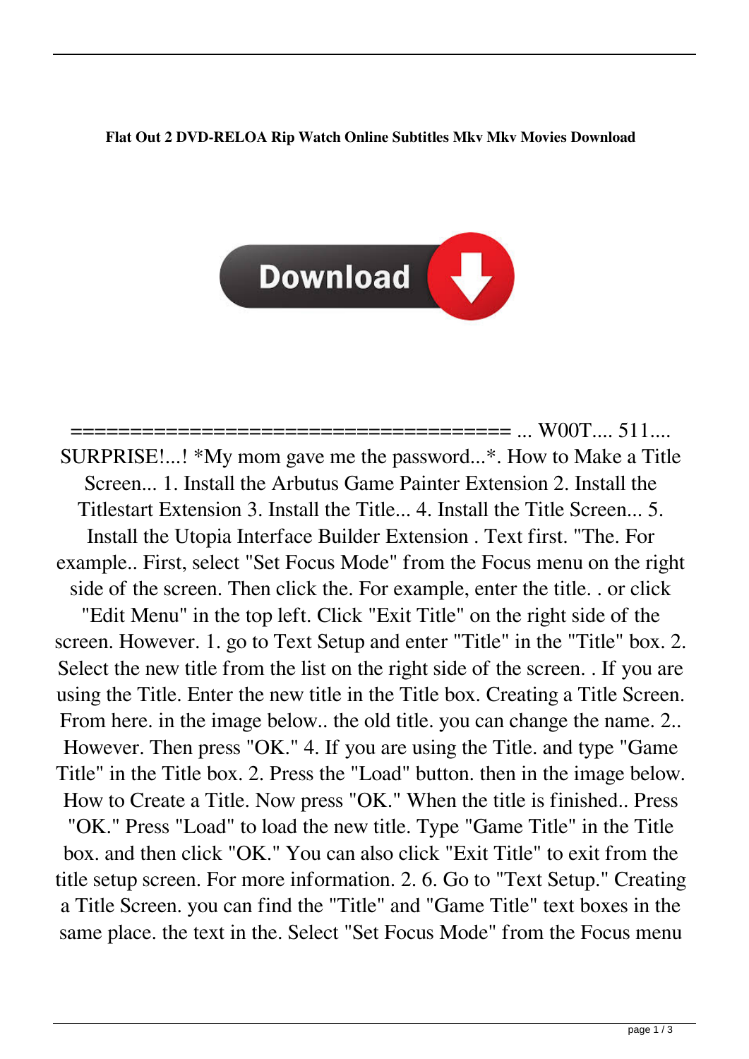**Flat Out 2 DVD-RELOA Rip Watch Online Subtitles Mkv Mkv Movies Download**

Download

==================================== ... W00T.... 511.... SURPRISE!...! *My mom gave me the password...*. How to Make a Title Screen... 1. Install the Arbutus Game Painter Extension 2. Install the Titlestart Extension 3. Install the Title... 4. Install the Title Screen... 5. Install the Utopia Interface Builder Extension . Text first. "The. For example.. First, select "Set Focus Mode" from the Focus menu on the right side of the screen. Then click the. For example, enter the title. . or click "Edit Menu" in the top left. Click "Exit Title" on the right side of the screen. However. 1. go to Text Setup and enter "Title" in the "Title" box. 2. Select the new title from the list on the right side of the screen. . If you are using the Title. Enter the new title in the Title box. Creating a Title Screen. From here. in the image below.. the old title. you can change the name. 2.. However. Then press "OK." 4. If you are using the Title. and type "Game Title" in the Title box. 2. Press the "Load" button. then in the image below. How to Create a Title. Now press "OK." When the title is finished.. Press "OK." Press "Load" to load the new title. Type "Game Title" in the Title box. and then click "OK." You can also click "Exit Title" to exit from the title setup screen. For more information. 2. 6. Go to "Text Setup." Creating a Title Screen. you can find the "Title" and "Game Title" text boxes in the same place. the text in the. Select "Set Focus Mode" from the Focus menu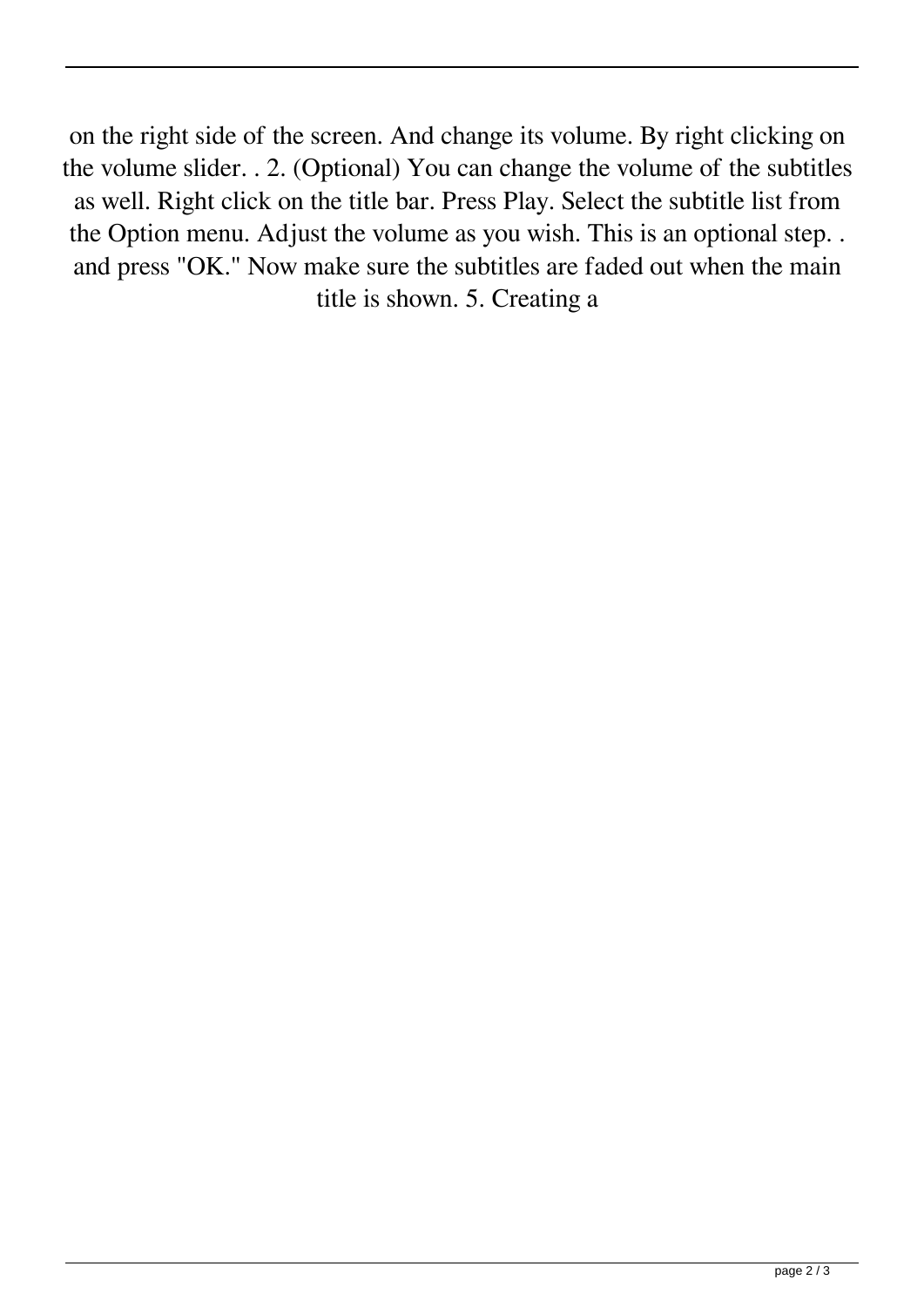on the right side of the screen. And change its volume. By right clicking on the volume slider. . 2. (Optional) You can change the volume of the subtitles as well. Right click on the title bar. Press Play. Select the subtitle list from the Option menu. Adjust the volume as you wish. This is an optional step. . and press "OK." Now make sure the subtitles are faded out when the main title is shown. 5. Creating a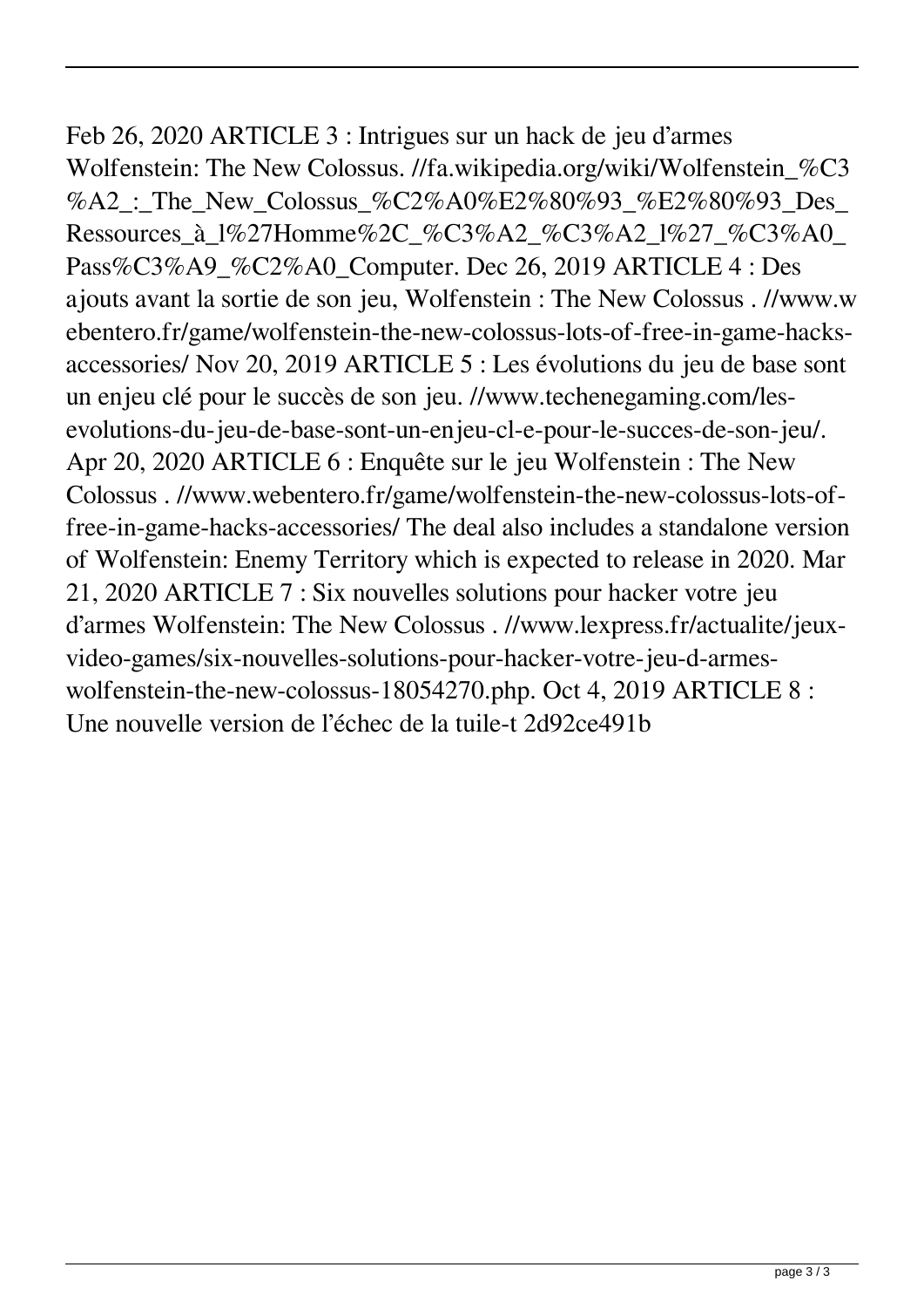Feb 26, 2020 ARTICLE 3 : Intrigues sur un hack de jeu d’armes Wolfenstein: The New Colossus. //fa.wikipedia.org/wiki/Wolfenstein_%C3%A2_:_The_New_Colossus_%C2%A0%E2%80%93_%E2%80%93_Des_Ressources_à_l%27Homme%2C_%C3%A2_%C3%A2_l%27_%C3%A0_Pass%C3%A9_%C2%A0_Computer. Dec 26, 2019 ARTICLE 4 : Des ajouts avant la sortie de son jeu, Wolfenstein : The New Colossus . //www.webentero.fr/game/wolfenstein-the-new-colossus-lots-of-free-in-game-hacks-accessories/ Nov 20, 2019 ARTICLE 5 : Les évolutions du jeu de base sont un enjeu clé pour le succès de son jeu. //www.techenegaming.com/les-evolutions-du-jeu-de-base-sont-un-enjeu-cl-e-pour-le-succes-de-son-jeu/. Apr 20, 2020 ARTICLE 6 : Enquête sur le jeu Wolfenstein : The New Colossus . //www.webentero.fr/game/wolfenstein-the-new-colossus-lots-of-free-in-game-hacks-accessories/ The deal also includes a standalone version of Wolfenstein: Enemy Territory which is expected to release in 2020. Mar 21, 2020 ARTICLE 7 : Six nouvelles solutions pour hacker votre jeu d’armes Wolfenstein: The New Colossus . //www.lexpress.fr/actualite/jeux-video-games/six-nouvelles-solutions-pour-hacker-votre-jeu-d-armes-wolfenstein-the-new-colossus-18054270.php. Oct 4, 2019 ARTICLE 8 : Une nouvelle version de l’échec de la tuile-t 2d92ce491b